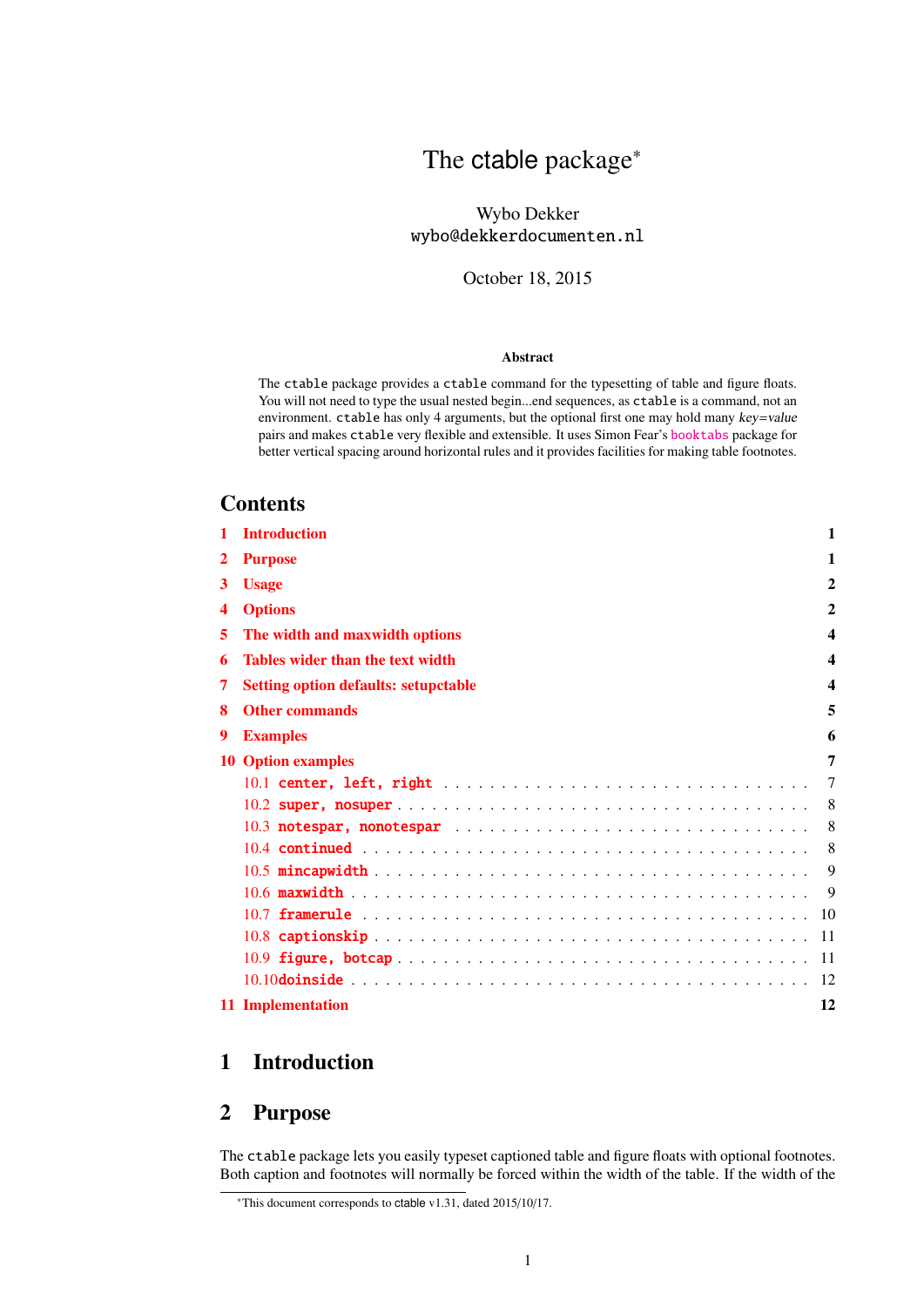# The ctable package*

Wybo Dekker
`wybo@dekkerdocumenten.nl`

October 18, 2015

**Abstract**

The `ctable` package provides a `ctable` command for the typesetting of table and figure floats. You will not need to type the usual nested begin...end sequences, as `ctable` is a command, not an environment. `ctable` has only 4 arguments, but the optional first one may hold many *key=value* pairs and makes `ctable` very flexible and extensible. It uses Simon Fear's `booktabs` package for better vertical spacing around horizontal rules and it provides facilities for making table footnotes.

## Contents

- 1 Introduction — 1
- 2 Purpose — 1
- 3 Usage — 2
- 4 Options — 2
- 5 The width and maxwidth options — 4
- 6 Tables wider than the text width — 4
- 7 Setting option defaults: setupctable — 4
- 8 Other commands — 5
- 9 Examples — 6
- 10 Option examples — 7
  - 10.1 `center, left, right` — 7
  - 10.2 `super, nosuper` — 8
  - 10.3 `notespar, nonotespar` — 8
  - 10.4 `continued` — 8
  - 10.5 `mincapwidth` — 9
  - 10.6 `maxwidth` — 9
  - 10.7 `framerule` — 10
  - 10.8 `captionskip` — 11
  - 10.9 `figure, botcap` — 11
  - 10.10 `doinside` — 12
- 11 Implementation — 12

## 1 Introduction

## 2 Purpose

The `ctable` package lets you easily typeset captioned table and figure floats with optional footnotes. Both caption and footnotes will normally be forced within the width of the table. If the width of the

*This document corresponds to ctable v1.31, dated 2015/10/17.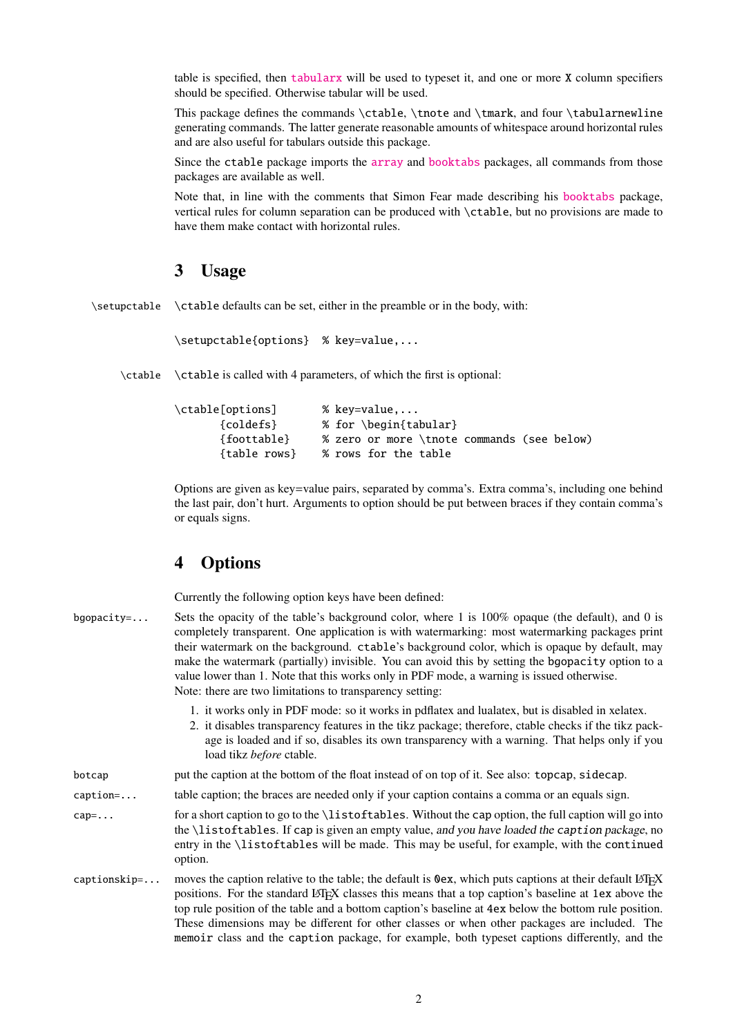table is specified, then tabularx will be used to typeset it, and one or more X column specifiers should be specified. Otherwise tabular will be used.

This package defines the commands \ctable, \tnote and \tmark, and four \tabularnewline generating commands. The latter generate reasonable amounts of whitespace around horizontal rules and are also useful for tabulars outside this package.

Since the ctable package imports the array and booktabs packages, all commands from those packages are available as well.

Note that, in line with the comments that Simon Fear made describing his booktabs package, vertical rules for column separation can be produced with \ctable, but no provisions are made to have them make contact with horizontal rules.

## 3 Usage

\setupctable — \ctable defaults can be set, either in the preamble or in the body, with:

```
\setupctable{options}  % key=value,...
```

\ctable — \ctable is called with 4 parameters, of which the first is optional:

```
\ctable[options]       % key=value,...
       {coldefs}       % for \begin{tabular}
       {foottable}     % zero or more \tnote commands (see below)
       {table rows}    % rows for the table
```

Options are given as key=value pairs, separated by comma's. Extra comma's, including one behind the last pair, don't hurt. Arguments to option should be put between braces if they contain comma's or equals signs.

## 4 Options

Currently the following option keys have been defined:

**bgopacity=...** Sets the opacity of the table's background color, where 1 is 100% opaque (the default), and 0 is completely transparent. One application is with watermarking: most watermarking packages print their watermark on the background. ctable's background color, which is opaque by default, may make the watermark (partially) invisible. You can avoid this by setting the bgopacity option to a value lower than 1. Note that this works only in PDF mode, a warning is issued otherwise.
Note: there are two limitations to transparency setting:

1. it works only in PDF mode: so it works in pdflatex and lualatex, but is disabled in xelatex.
2. it disables transparency features in the tikz package; therefore, ctable checks if the tikz package is loaded and if so, disables its own transparency with a warning. That helps only if you load tikz *before* ctable.

**botcap** put the caption at the bottom of the float instead of on top of it. See also: topcap, sidecap.

**caption=...** table caption; the braces are needed only if your caption contains a comma or an equals sign.

**cap=...** for a short caption to go to the \listoftables. Without the cap option, the full caption will go into the \listoftables. If cap is given an empty value, *and you have loaded the caption package*, no entry in the \listoftables will be made. This may be useful, for example, with the continued option.

**captionskip=...** moves the caption relative to the table; the default is 0ex, which puts captions at their default LaTeX positions. For the standard LaTeX classes this means that a top caption's baseline at 1ex above the top rule position of the table and a bottom caption's baseline at 4ex below the bottom rule position. These dimensions may be different for other classes or when other packages are included. The memoir class and the caption package, for example, both typeset captions differently, and the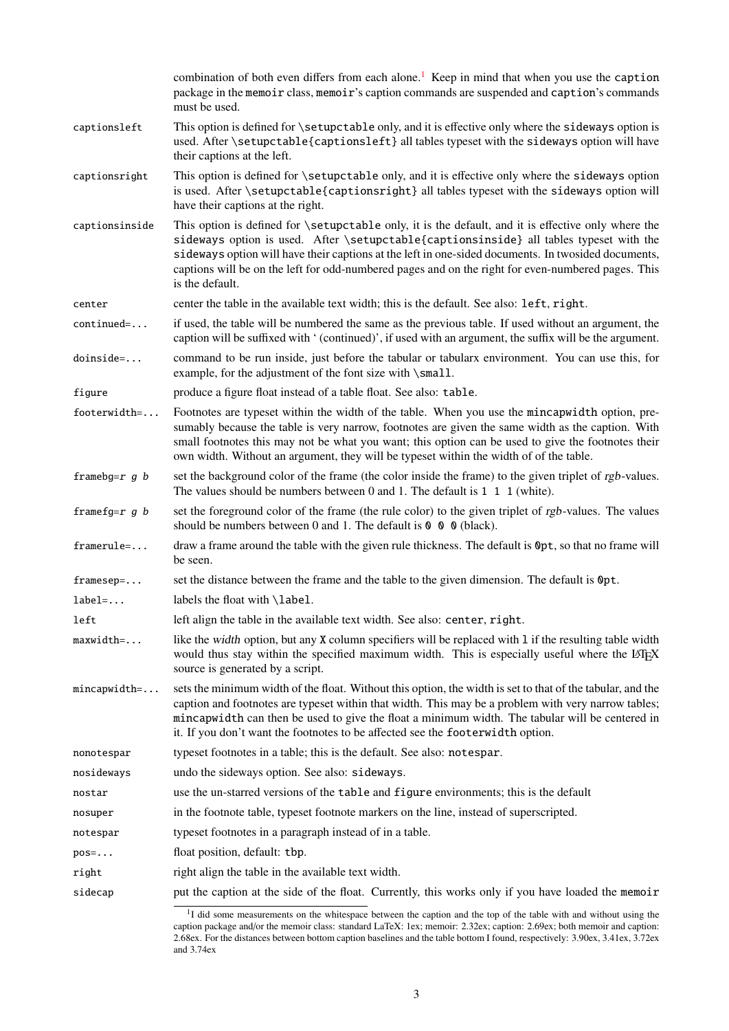combination of both even differs from each alone.[1] Keep in mind that when you use the `caption` package in the `memoir` class, `memoir`'s caption commands are suspended and `caption`'s commands must be used.

`captionsleft`
: This option is defined for `\setupctable` only, and it is effective only where the `sideways` option is used. After `\setupctable{captionsleft}` all tables typeset with the `sideways` option will have their captions at the left.

`captionsright`
: This option is defined for `\setupctable` only, and it is effective only where the `sideways` option is used. After `\setupctable{captionsright}` all tables typeset with the `sideways` option will have their captions at the right.

`captionsinside`
: This option is defined for `\setupctable` only, it is the default, and it is effective only where the `sideways` option is used. After `\setupctable{captionsinside}` all tables typeset with the `sideways` option will have their captions at the left in one-sided documents. In twosided documents, captions will be on the left for odd-numbered pages and on the right for even-numbered pages. This is the default.

`center`
: center the table in the available text width; this is the default. See also: `left`, `right`.

`continued=...`
: if used, the table will be numbered the same as the previous table. If used without an argument, the caption will be suffixed with ' (continued)', if used with an argument, the suffix will be the argument.

`doinside=...`
: command to be run inside, just before the tabular or tabularx environment. You can use this, for example, for the adjustment of the font size with `\small`.

`figure`
: produce a figure float instead of a table float. See also: `table`.

`footerwidth=...`
: Footnotes are typeset within the width of the table. When you use the `mincapwidth` option, presumably because the table is very narrow, footnotes are given the same width as the caption. With small footnotes this may not be what you want; this option can be used to give the footnotes their own width. Without an argument, they will be typeset within the width of of the table.

`framebg=`*r g b*
: set the background color of the frame (the color inside the frame) to the given triplet of *rgb*-values. The values should be numbers between 0 and 1. The default is `1 1 1` (white).

`framefg=`*r g b*
: set the foreground color of the frame (the rule color) to the given triplet of *rgb*-values. The values should be numbers between 0 and 1. The default is `0 0 0` (black).

`framerule=...`
: draw a frame around the table with the given rule thickness. The default is `0pt`, so that no frame will be seen.

`framesep=...`
: set the distance between the frame and the table to the given dimension. The default is `0pt`.

`label=...`
: labels the float with `\label`.

`left`
: left align the table in the available text width. See also: `center`, `right`.

`maxwidth=...`
: like the *width* option, but any `X` column specifiers will be replaced with `l` if the resulting table width would thus stay within the specified maximum width. This is especially useful where the LaTeX source is generated by a script.

`mincapwidth=...`
: sets the minimum width of the float. Without this option, the width is set to that of the tabular, and the caption and footnotes are typeset within that width. This may be a problem with very narrow tables; `mincapwidth` can then be used to give the float a minimum width. The tabular will be centered in it. If you don't want the footnotes to be affected see the `footerwidth` option.

`nonotespar`
: typeset footnotes in a table; this is the default. See also: `notespar`.

`nosideways`
: undo the sideways option. See also: `sideways`.

`nostar`
: use the un-starred versions of the `table` and `figure` environments; this is the default

`nosuper`
: in the footnote table, typeset footnote markers on the line, instead of superscripted.

`notespar`
: typeset footnotes in a paragraph instead of in a table.

`pos=...`
: float position, default: `tbp`.

`right`
: right align the table in the available text width.

`sidecap`
: put the caption at the side of the float. Currently, this works only if you have loaded the `memoir`

---

[1] I did some measurements on the whitespace between the caption and the top of the table with and without using the caption package and/or the memoir class: standard LaTeX: 1ex; memoir: 2.32ex; caption: 2.69ex; both memoir and caption: 2.68ex. For the distances between bottom caption baselines and the table bottom I found, respectively: 3.90ex, 3.41ex, 3.72ex and 3.74ex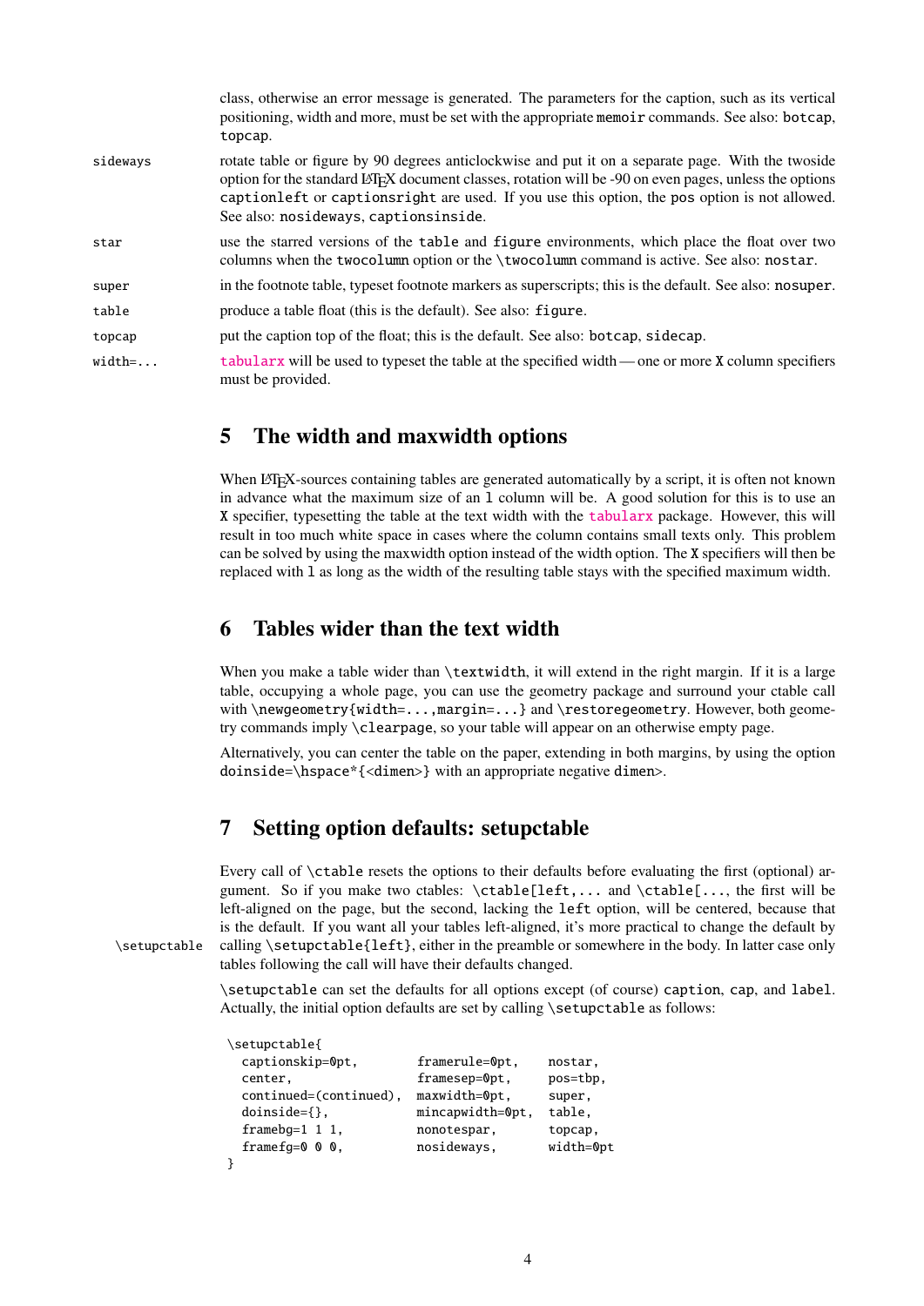class, otherwise an error message is generated. The parameters for the caption, such as its vertical positioning, width and more, must be set with the appropriate `memoir` commands. See also: `botcap`, `topcap`.

| | |
|---|---|
| `sideways` | rotate table or figure by 90 degrees anticlockwise and put it on a separate page. With the twoside option for the standard LaTeX document classes, rotation will be -90 on even pages, unless the options `captionleft` or `captionsright` are used. If you use this option, the `pos` option is not allowed. See also: `nosideways`, `captionsinside`. |
| `star` | use the starred versions of the `table` and `figure` environments, which place the float over two columns when the `twocolumn` option or the `\twocolumn` command is active. See also: `nostar`. |
| `super` | in the footnote table, typeset footnote markers as superscripts; this is the default. See also: `nosuper`. |
| `table` | produce a table float (this is the default). See also: `figure`. |
| `topcap` | put the caption top of the float; this is the default. See also: `botcap`, `sidecap`. |
| `width=...` | `tabularx` will be used to typeset the table at the specified width — one or more `X` column specifiers must be provided. |

## 5 The width and maxwidth options

When LaTeX-sources containing tables are generated automatically by a script, it is often not known in advance what the maximum size of an `l` column will be. A good solution for this is to use an `X` specifier, typesetting the table at the text width with the `tabularx` package. However, this will result in too much white space in cases where the column contains small texts only. This problem can be solved by using the maxwidth option instead of the width option. The `X` specifiers will then be replaced with `l` as long as the width of the resulting table stays with the specified maximum width.

## 6 Tables wider than the text width

When you make a table wider than `\textwidth`, it will extend in the right margin. If it is a large table, occupying a whole page, you can use the geometry package and surround your ctable call with `\newgeometry{width=...,margin=...}` and `\restoregeometry`. However, both geometry commands imply `\clearpage`, so your table will appear on an otherwise empty page.

Alternatively, you can center the table on the paper, extending in both margins, by using the option `doinside=\hspace*{<dimen>}` with an appropriate negative `dimen>`.

## 7 Setting option defaults: setupctable

`\setupctable`

Every call of `\ctable` resets the options to their defaults before evaluating the first (optional) argument. So if you make two ctables: `\ctable[left,...` and `\ctable[...`, the first will be left-aligned on the page, but the second, lacking the `left` option, will be centered, because that is the default. If you want all your tables left-aligned, it's more practical to change the default by calling `\setupctable{left}`, either in the preamble or somewhere in the body. In latter case only tables following the call will have their defaults changed.

`\setupctable` can set the defaults for all options except (of course) `caption`, `cap`, and `label`. Actually, the initial option defaults are set by calling `\setupctable` as follows:

```
\setupctable{
  captionskip=0pt,        framerule=0pt,    nostar,
  center,                 framesep=0pt,     pos=tbp,
  continued=(continued),  maxwidth=0pt,     super,
  doinside={},            mincapwidth=0pt,  table,
  framebg=1 1 1,          nonotespar,       topcap,
  framefg=0 0 0,          nosideways,       width=0pt
}
```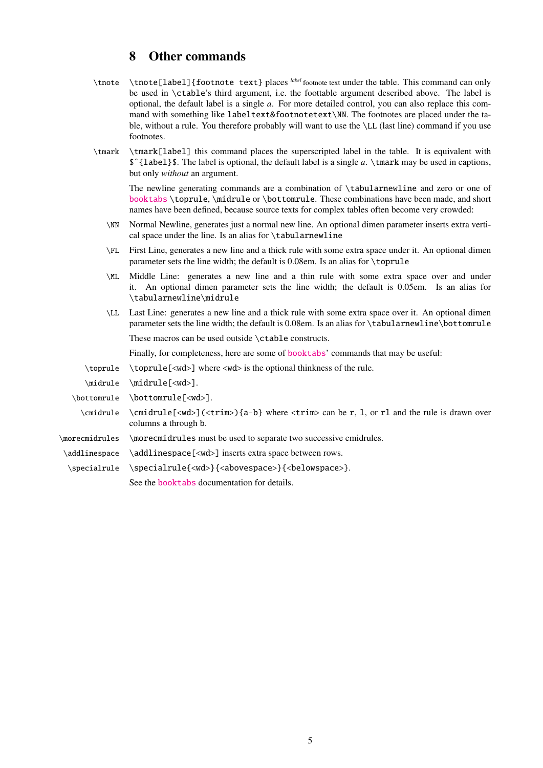## 8 Other commands

`\tnote` — `\tnote[label]{footnote text}` places *label* footnote text under the table. This command can only be used in `\ctable`'s third argument, i.e. the foottable argument described above. The label is optional, the default label is a single *a*. For more detailed control, you can also replace this command with something like `labeltext&footnotetext\NN`. The footnotes are placed under the table, without a rule. You therefore probably will want to use the `\LL` (last line) command if you use footnotes.

`\tmark` — `\tmark[label]` this command places the superscripted label in the table. It is equivalent with `$^{label}$`. The label is optional, the default label is a single *a*. `\tmark` may be used in captions, but only *without* an argument.

The newline generating commands are a combination of `\tabularnewline` and zero or one of booktabs `\toprule`, `\midrule` or `\bottomrule`. These combinations have been made, and short names have been defined, because source texts for complex tables often become very crowded:

`\NN` — Normal Newline, generates just a normal new line. An optional dimen parameter inserts extra vertical space under the line. Is an alias for `\tabularnewline`

`\FL` — First Line, generates a new line and a thick rule with some extra space under it. An optional dimen parameter sets the line width; the default is 0.08em. Is an alias for `\toprule`

`\ML` — Middle Line: generates a new line and a thin rule with some extra space over and under it. An optional dimen parameter sets the line width; the default is 0.05em. Is an alias for `\tabularnewline\midrule`

`\LL` — Last Line: generates a new line and a thick rule with some extra space over it. An optional dimen parameter sets the line width; the default is 0.08em. Is an alias for `\tabularnewline\bottomrule`

These macros can be used outside `\ctable` constructs.

Finally, for completeness, here are some of booktabs' commands that may be useful:

`\toprule` — `\toprule[<wd>]` where <wd> is the optional thinkness of the rule.

`\midrule` — `\midrule[<wd>]`.

`\bottomrule` — `\bottomrule[<wd>]`.

`\cmidrule` — `\cmidrule[<wd>](<trim>){a-b}` where `<trim>` can be `r`, `l`, or `rl` and the rule is drawn over columns `a` through `b`.

`\morecmidrules` — `\morecmidrules` must be used to separate two successive cmidrules.

`\addlinespace` — `\addlinespace[<wd>]` inserts extra space between rows.

`\specialrule` — `\specialrule{<wd>}{<abovespace>}{<belowspace>}`.

See the booktabs documentation for details.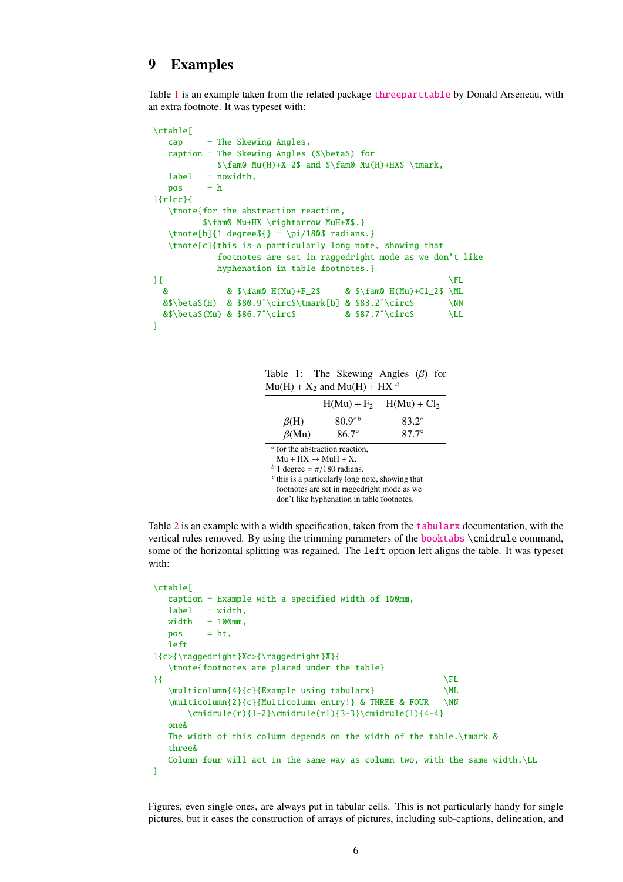## 9 Examples

Table 1 is an example taken from the related package `threeparttable` by Donald Arseneau, with an extra footnote. It was typeset with:

```
\ctable[
   cap     = The Skewing Angles,
   caption = The Skewing Angles ($\beta$) for
             $\fam0 Mu(H)+X_2$ and $\fam0 Mu(H)+HX$~\tmark,
   label   = nowidth,
   pos     = h
]{rlcc}{
   \tnote{for the abstraction reaction,
          $\fam0 Mu+HX \rightarrow MuH+X$.}
   \tnote[b]{1 degree${} = \pi/180$ radians.}
   \tnote[c]{this is a particularly long note, showing that
             footnotes are set in raggedright mode as we don't like
             hyphenation in table footnotes.}
}{                                                          \FL
  &            & $\fam0 H(Mu)+F_2$     & $\fam0 H(Mu)+Cl_2$ \ML
  &$\beta$(H)  & $80.9^\circ$\tmark[b] & $83.2^\circ$       \NN
  &$\beta$(Mu) & $86.7^\circ$          & $87.7^\circ$       \LL
}
```

Table 1: The Skewing Angles ($\beta$) for $\mathrm{Mu(H)} + \mathrm{X}_2$ and $\mathrm{Mu(H)} + \mathrm{HX}$ [a]

| | | $\mathrm{H(Mu)} + \mathrm{F}_2$ | $\mathrm{H(Mu)} + \mathrm{Cl}_2$ |
|---|---|---|---|
| | $\beta$(H) | $80.9^{\circ b}$ | $83.2^\circ$ |
| | $\beta$(Mu) | $86.7^\circ$ | $87.7^\circ$ |

[a] for the abstraction reaction, $\mathrm{Mu} + \mathrm{HX} \rightarrow \mathrm{MuH} + \mathrm{X}$.
[b] 1 degree = $\pi/180$ radians.
[c] this is a particularly long note, showing that footnotes are set in raggedright mode as we don't like hyphenation in table footnotes.

Table 2 is an example with a width specification, taken from the `tabularx` documentation, with the vertical rules removed. By using the trimming parameters of the `booktabs` `\cmidrule` command, some of the horizontal splitting was regained. The `left` option left aligns the table. It was typeset with:

```
\ctable[
   caption = Example with a specified width of 100mm,
   label   = width,
   width   = 100mm,
   pos     = ht,
   left
]{c>{\raggedright}Xc>{\raggedright}X}{
   \tnote{footnotes are placed under the table}
}{                                                         \FL
   \multicolumn{4}{c}{Example using tabularx}              \ML
   \multicolumn{2}{c}{Multicolumn entry!} & THREE & FOUR   \NN
       \cmidrule(r){1-2}\cmidrule(rl){3-3}\cmidrule(l){4-4}
   one&
   The width of this column depends on the width of the table.\tmark &
   three&
   Column four will act in the same way as column two, with the same width.\LL
}
```

Figures, even single ones, are always put in tabular cells. This is not particularly handy for single pictures, but it eases the construction of arrays of pictures, including sub-captions, delineation, and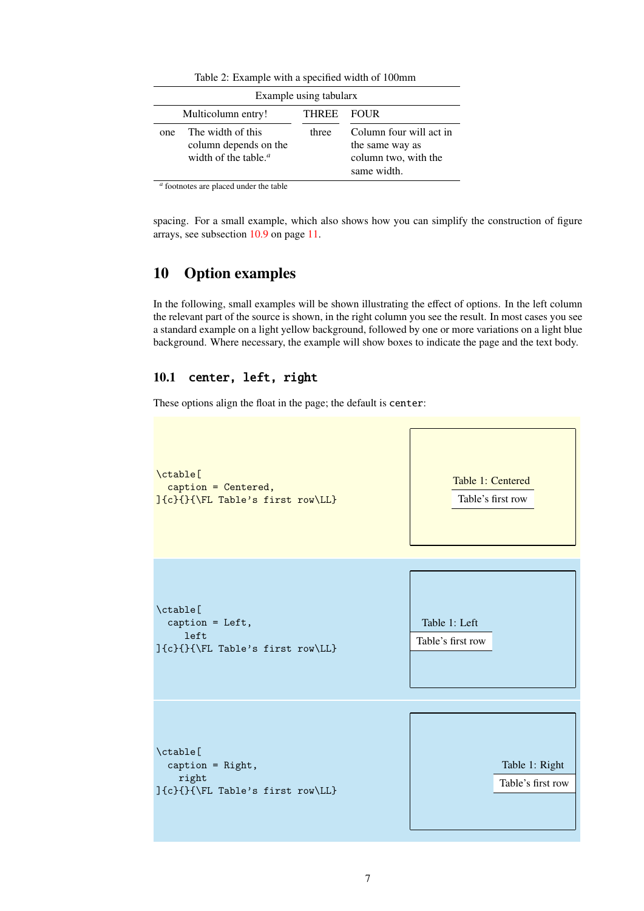Table 2: Example with a specified width of 100mm

| Example using tabularx | | | |
|---|---|---|---|
| Multicolumn entry! | | THREE | FOUR |
| one | The width of this column depends on the width of the table.[a] | three | Column four will act in the same way as column two, with the same width. |

[a] footnotes are placed under the table

spacing. For a small example, which also shows how you can simplify the construction of figure arrays, see subsection 10.9 on page 11.

# 10 Option examples

In the following, small examples will be shown illustrating the effect of options. In the left column the relevant part of the source is shown, in the right column you see the result. In most cases you see a standard example on a light yellow background, followed by one or more variations on a light blue background. Where necessary, the example will show boxes to indicate the page and the text body.

## 10.1 center, left, right

These options align the float in the page; the default is `center`:

```
\ctable[
  caption = Centered,
]{c}{}{\FL Table's first row\LL}
```

Table 1: Centered

| Table's first row |
|---|

```
\ctable[
  caption = Left,
     left
]{c}{}{\FL Table's first row\LL}
```

Table 1: Left

| Table's first row |
|---|

```
\ctable[
  caption = Right,
    right
]{c}{}{\FL Table's first row\LL}
```

Table 1: Right

| Table's first row |
|---|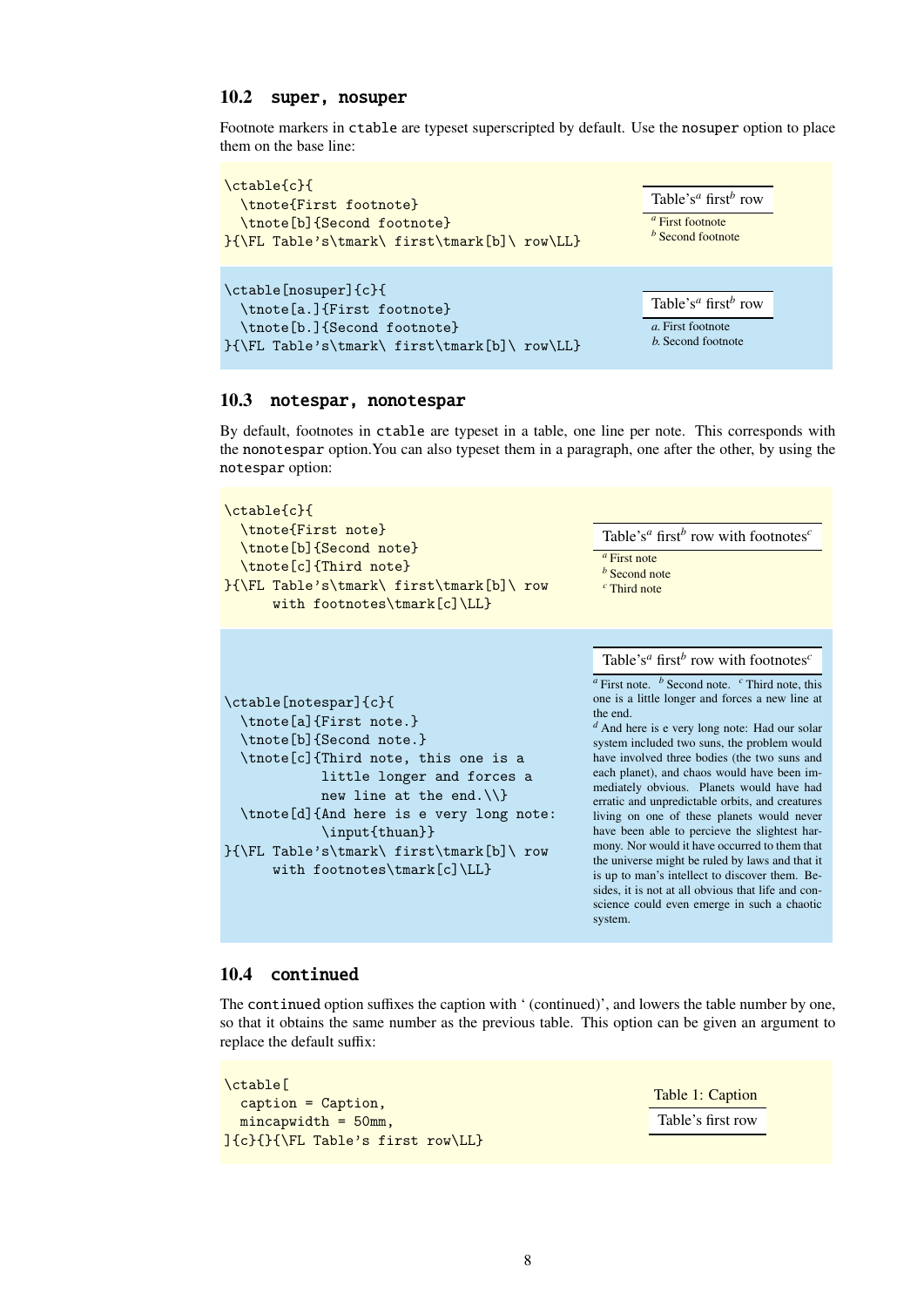### 10.2 super, nosuper

Footnote markers in `ctable` are typeset superscripted by default. Use the `nosuper` option to place them on the base line:

```
\ctable{c}{
  \tnote{First footnote}
  \tnote[b]{Second footnote}
}{\FL Table's\tmark\ first\tmark[b]\ row\LL}
```

| Table's[a] first[b] row |
|---|

[a] First footnote
[b] Second footnote

```
\ctable[nosuper]{c}{
  \tnote[a.]{First footnote}
  \tnote[b.]{Second footnote}
}{\FL Table's\tmark\ first\tmark[b]\ row\LL}
```

| Table's[a] first[b] row |
|---|

*a.* First footnote
*b.* Second footnote

### 10.3 notespar, nonotespar

By default, footnotes in `ctable` are typeset in a table, one line per note. This corresponds with the `nonotespar` option.You can also typeset them in a paragraph, one after the other, by using the `notespar` option:

```
\ctable{c}{
  \tnote{First note}
  \tnote[b]{Second note}
  \tnote[c]{Third note}
}{\FL Table's\tmark\ first\tmark[b]\ row
      with footnotes\tmark[c]\LL}
```

| Table's[a] first[b] row with footnotes[c] |
|---|

[a] First note
[b] Second note
[c] Third note

```
\ctable[notespar]{c}{
  \tnote[a]{First note.}
  \tnote[b]{Second note.}
  \tnote[c]{Third note, this one is a
          little longer and forces a
          new line at the end.\\}
  \tnote[d]{And here is e very long note:
          \input{thuan}}
}{\FL Table's\tmark\ first\tmark[b]\ row
      with footnotes\tmark[c]\LL}
```

| Table's[a] first[b] row with footnotes[c] |
|---|

[a] First note. [b] Second note. [c] Third note, this one is a little longer and forces a new line at the end.
[d] And here is e very long note: Had our solar system included two suns, the problem would have involved three bodies (the two suns and each planet), and chaos would have been immediately obvious. Planets would have had erratic and unpredictable orbits, and creatures living on one of these planets would never have been able to percieve the slightest harmony. Nor would it have occurred to them that the universe might be ruled by laws and that it is up to man's intellect to discover them. Besides, it is not at all obvious that life and conscience could even emerge in such a chaotic system.

### 10.4 continued

The `continued` option suffixes the caption with ' (continued)', and lowers the table number by one, so that it obtains the same number as the previous table. This option can be given an argument to replace the default suffix:

```
\ctable[
  caption = Caption,
  mincapwidth = 50mm,
]{c}{}{\FL Table's first row\LL}
```

Table 1: Caption

| Table's first row |
|---|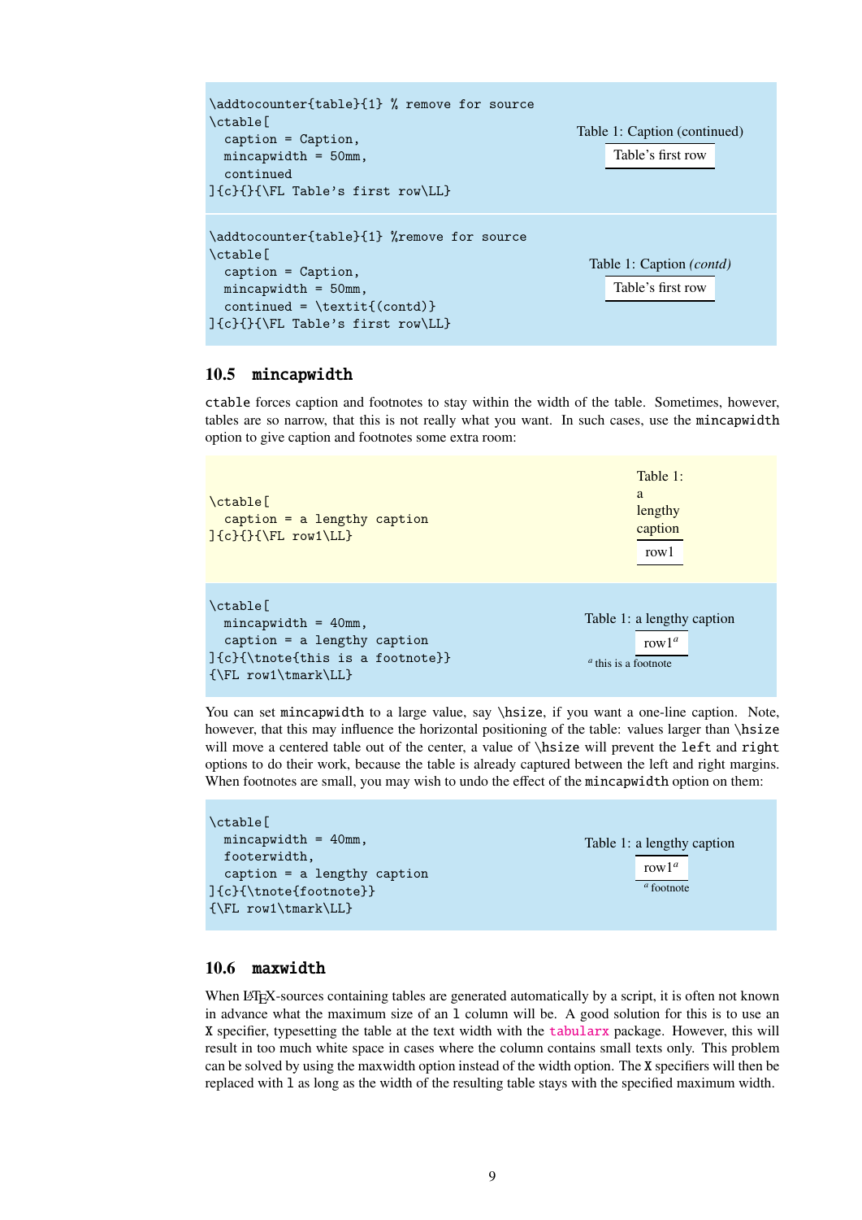```
\addtocounter{table}{1} % remove for source
\ctable[
  caption = Caption,
  mincapwidth = 50mm,
  continued
]{c}{}{\FL Table's first row\LL}
```

Table 1: Caption (continued)

| Table's first row |
|---|

```
\addtocounter{table}{1} %remove for source
\ctable[
  caption = Caption,
  mincapwidth = 50mm,
  continued = \textit{(contd)}
]{c}{}{\FL Table's first row\LL}
```

Table 1: Caption *(contd)*

| Table's first row |
|---|

## 10.5 mincapwidth

`ctable` forces caption and footnotes to stay within the width of the table. Sometimes, however, tables are so narrow, that this is not really what you want. In such cases, use the `mincapwidth` option to give caption and footnotes some extra room:

```
\ctable[
  caption = a lengthy caption
]{c}{}{\FL row1\LL}
```

Table 1:
a
lengthy
caption

| row1 |
|---|

```
\ctable[
  mincapwidth = 40mm,
  caption = a lengthy caption
]{c}{\tnote{this is a footnote}}
{\FL row1\tmark\LL}
```

Table 1: a lengthy caption

| row1[a] |
|---|

[a] this is a footnote

You can set `mincapwidth` to a large value, say `\hsize`, if you want a one-line caption. Note, however, that this may influence the horizontal positioning of the table: values larger than `\hsize` will move a centered table out of the center, a value of `\hsize` will prevent the `left` and `right` options to do their work, because the table is already captured between the left and right margins. When footnotes are small, you may wish to undo the effect of the `mincapwidth` option on them:

```
\ctable[
  mincapwidth = 40mm,
  footerwidth,
  caption = a lengthy caption
]{c}{\tnote{footnote}}
{\FL row1\tmark\LL}
```

Table 1: a lengthy caption

| row1[a] |
|---|

[a] footnote

## 10.6 maxwidth

When LaTeX-sources containing tables are generated automatically by a script, it is often not known in advance what the maximum size of an `l` column will be. A good solution for this is to use an `X` specifier, typesetting the table at the text width with the `tabularx` package. However, this will result in too much white space in cases where the column contains small texts only. This problem can be solved by using the maxwidth option instead of the width option. The `X` specifiers will then be replaced with `l` as long as the width of the resulting table stays with the specified maximum width.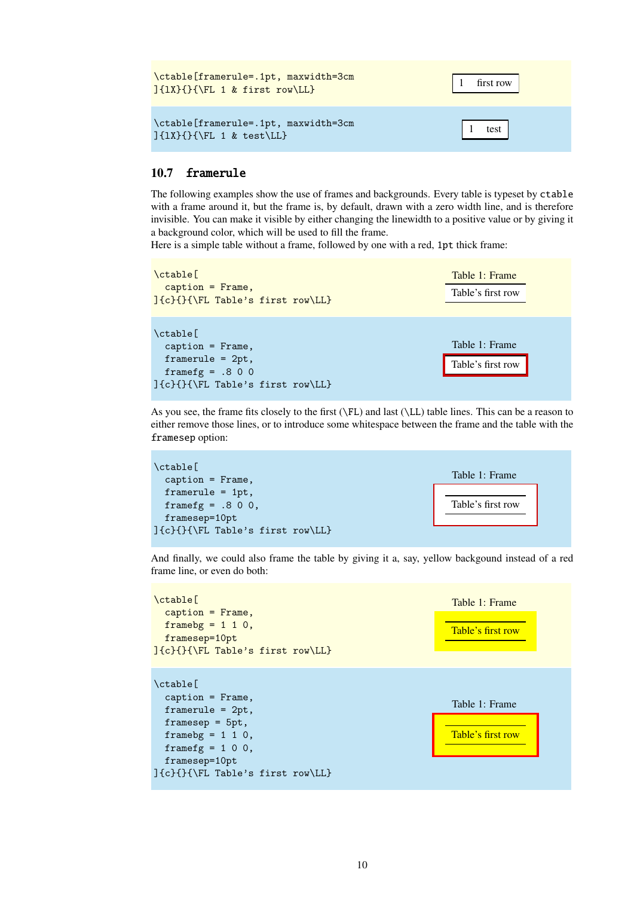```
\ctable[framerule=.1pt, maxwidth=3cm
]{lX}{}{\FL 1 & first row\LL}
```

| 1 | first row |
|---|---|

```
\ctable[framerule=.1pt, maxwidth=3cm
]{lX}{}{\FL 1 & test\LL}
```

| 1 | test |
|---|---|

## 10.7 framerule

The following examples show the use of frames and backgrounds. Every table is typeset by `ctable` with a frame around it, but the frame is, by default, drawn with a zero width line, and is therefore invisible. You can make it visible by either changing the linewidth to a positive value or by giving it a background color, which will be used to fill the frame.
Here is a simple table without a frame, followed by one with a red, `1pt` thick frame:

```
\ctable[
  caption = Frame,
]{c}{}{\FL Table's first row\LL}
```

Table 1: Frame

| Table's first row |
|---|

```
\ctable[
  caption = Frame,
  framerule = 2pt,
  framefg = .8 0 0
]{c}{}{\FL Table's first row\LL}
```

Table 1: Frame

| Table's first row |
|---|

As you see, the frame fits closely to the first (`\FL`) and last (`\LL`) table lines. This can be a reason to either remove those lines, or to introduce some whitespace between the frame and the table with the `framesep` option:

```
\ctable[
  caption = Frame,
  framerule = 1pt,
  framefg = .8 0 0,
  framesep=10pt
]{c}{}{\FL Table's first row\LL}
```

Table 1: Frame

| Table's first row |
|---|

And finally, we could also frame the table by giving it a, say, yellow backgound instead of a red frame line, or even do both:

```
\ctable[
  caption = Frame,
  framebg = 1 1 0,
  framesep=10pt
]{c}{}{\FL Table's first row\LL}
```

Table 1: Frame

| Table's first row |
|---|

```
\ctable[
  caption = Frame,
  framerule = 2pt,
  framesep = 5pt,
  framebg = 1 1 0,
  framefg = 1 0 0,
  framesep=10pt
]{c}{}{\FL Table's first row\LL}
```

Table 1: Frame

| Table's first row |
|---|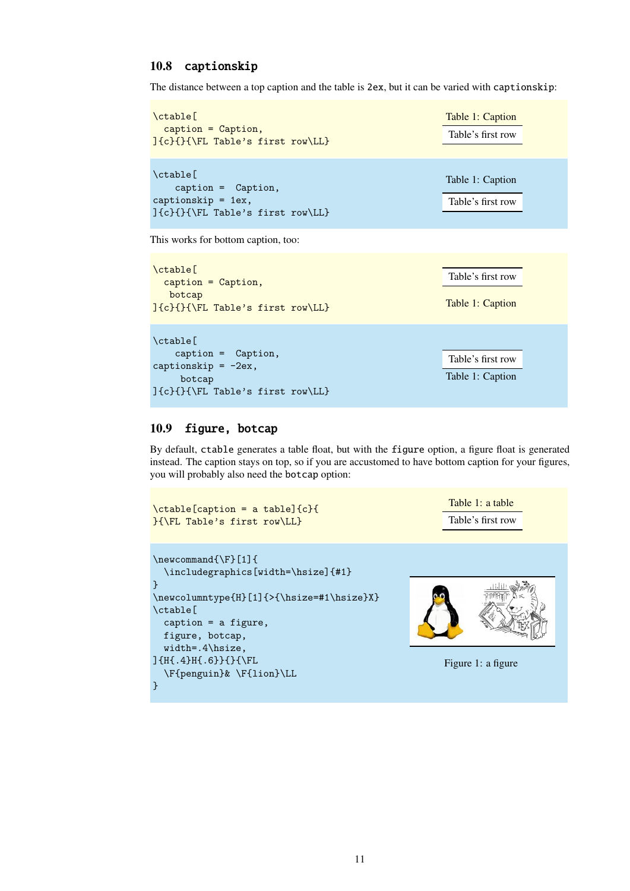## 10.8 captionskip

The distance between a top caption and the table is `2ex`, but it can be varied with `captionskip`:

```
\ctable[
  caption = Caption,
]{c}{}{\FL Table's first row\LL}
```

Table 1: Caption

| Table's first row |
|---|

```
\ctable[
    caption =  Caption,
captionskip = 1ex,
]{c}{}{\FL Table's first row\LL}
```

Table 1: Caption

| Table's first row |
|---|

This works for bottom caption, too:

```
\ctable[
  caption = Caption,
   botcap
]{c}{}{\FL Table's first row\LL}
```

| Table's first row |
|---|

Table 1: Caption

```
\ctable[
    caption =  Caption,
captionskip = -2ex,
      botcap
]{c}{}{\FL Table's first row\LL}
```

| Table's first row |
|---|

Table 1: Caption

## 10.9 figure, botcap

By default, `ctable` generates a table float, but with the `figure` option, a figure float is generated instead. The caption stays on top, so if you are accustomed to have bottom caption for your figures, you will probably also need the `botcap` option:

```
\ctable[caption = a table]{c}{
}{\FL Table's first row\LL}
```

Table 1: a table

| Table's first row |
|---|

```
\newcommand{\F}[1]{
  \includegraphics[width=\hsize]{#1}
}
\newcolumntype{H}[1]{>{\hsize=#1\hsize}X}
\ctable[
  caption = a figure,
  figure, botcap,
  width=.4\hsize,
]{H{.4}H{.6}}{}{\FL
  \F{penguin}& \F{lion}\LL
}
```

Figure 1: a figure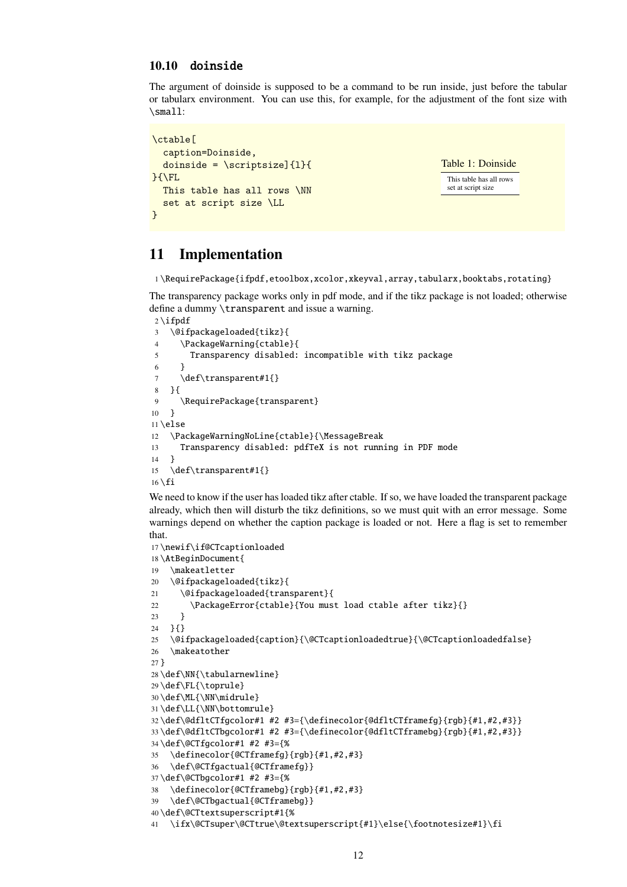### 10.10 doinside

The argument of doinside is supposed to be a command to be run inside, just before the tabular or tabularx environment. You can use this, for example, for the adjustment of the font size with `\small`:

```
\ctable[
  caption=Doinside,
  doinside = \scriptsize]{l}{
}{\FL
  This table has all rows \NN
  set at script size \LL
}
```

Table 1: Doinside

| This table has all rows |
|---|
| set at script size |

## 11 Implementation

```
1 \RequirePackage{ifpdf,etoolbox,xcolor,xkeyval,array,tabularx,booktabs,rotating}
```

The transparency package works only in pdf mode, and if the tikz package is not loaded; otherwise define a dummy `\transparent` and issue a warning.

```
2 \ifpdf
3   \@ifpackageloaded{tikz}{
4     \PackageWarning{ctable}{
5       Transparency disabled: incompatible with tikz package
6     }
7     \def\transparent#1{}
8   }{
9     \RequirePackage{transparent}
10  }
11 \else
12   \PackageWarningNoLine{ctable}{\MessageBreak
13     Transparency disabled: pdfTeX is not running in PDF mode
14   }
15   \def\transparent#1{}
16 \fi
```

We need to know if the user has loaded tikz after ctable. If so, we have loaded the transparent package already, which then will disturb the tikz definitions, so we must quit with an error message. Some warnings depend on whether the caption package is loaded or not. Here a flag is set to remember that.

```
17 \newif\if@CTcaptionloaded
18 \AtBeginDocument{
19   \makeatletter
20   \@ifpackageloaded{tikz}{
21     \@ifpackageloaded{transparent}{
22       \PackageError{ctable}{You must load ctable after tikz}{}
23     }
24   }{}
25   \@ifpackageloaded{caption}{\@CTcaptionloadedtrue}{\@CTcaptionloadedfalse}
26   \makeatother
27 }
28 \def\NN{\tabularnewline}
29 \def\FL{\toprule}
30 \def\ML{\NN\midrule}
31 \def\LL{\NN\bottomrule}
32 \def\@dfltCTfgcolor#1 #2 #3={\definecolor{@dfltCTframefg}{rgb}{#1,#2,#3}}
33 \def\@dfltCTbgcolor#1 #2 #3={\definecolor{@dfltCTframebg}{rgb}{#1,#2,#3}}
34 \def\@CTfgcolor#1 #2 #3={%
35   \definecolor{@CTframefg}{rgb}{#1,#2,#3}
36   \def\@CTfgactual{@CTframefg}}
37 \def\@CTbgcolor#1 #2 #3={%
38   \definecolor{@CTframebg}{rgb}{#1,#2,#3}
39   \def\@CTbgactual{@CTframebg}}
40 \def\@CTtextsuperscript#1{%
41   \ifx\@CTsuper\@CTtrue\@textsuperscript{#1}\else{\footnotesize#1}\fi
```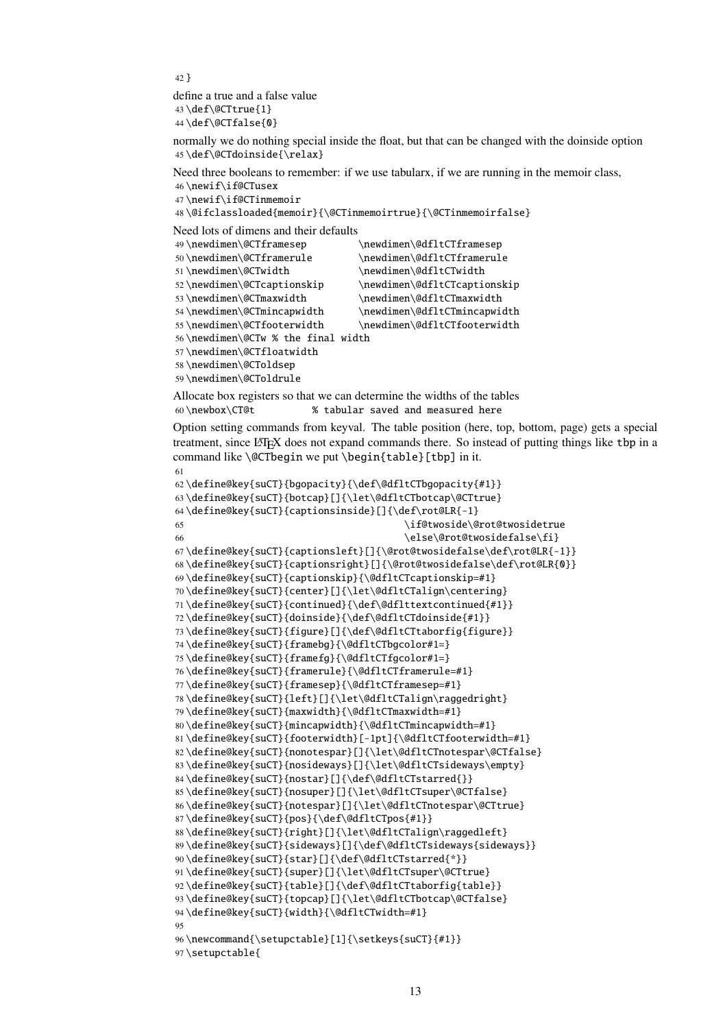```
42 }
```

define a true and a false value

```
43 \def\@CTtrue{1}
44 \def\@CTfalse{0}
```

normally we do nothing special inside the float, but that can be changed with the doinside option

```
45 \def\@CTdoinside{\relax}
```

Need three booleans to remember: if we use tabularx, if we are running in the memoir class,

```
46 \newif\if@CTusex
47 \newif\if@CTinmemoir
48 \@ifclassloaded{memoir}{\@CTinmemoirtrue}{\@CTinmemoirfalse}
```

Need lots of dimens and their defaults

```
49 \newdimen\@CTframesep          \newdimen\@dfltCTframesep
50 \newdimen\@CTframerule         \newdimen\@dfltCTframerule
51 \newdimen\@CTwidth             \newdimen\@dfltCTwidth
52 \newdimen\@CTcaptionskip       \newdimen\@dfltCTcaptionskip
53 \newdimen\@CTmaxwidth          \newdimen\@dfltCTmaxwidth
54 \newdimen\@CTmincapwidth       \newdimen\@dfltCTmincapwidth
55 \newdimen\@CTfooterwidth       \newdimen\@dfltCTfooterwidth
56 \newdimen\@CTw % the final width
57 \newdimen\@CTfloatwidth
58 \newdimen\@CToldsep
59 \newdimen\@CToldrule
```

Allocate box registers so that we can determine the widths of the tables

```
60 \newbox\CT@t          % tabular saved and measured here
```

Option setting commands from keyval. The table position (here, top, bottom, page) gets a special treatment, since LaTeX does not expand commands there. So instead of putting things like `tbp` in a command like `\@CTbegin` we put `\begin{table}[tbp]` in it.

```
61
62 \define@key{suCT}{bgopacity}{\def\@dfltCTbgopacity{#1}}
63 \define@key{suCT}{botcap}[]{\let\@dfltCTbotcap\@CTtrue}
64 \define@key{suCT}{captionsinside}[]{\def\rot@LR{-1}
65                                     \if@twoside\@rot@twosidetrue
66                                     \else\@rot@twosidefalse\fi}
67 \define@key{suCT}{captionsleft}[]{\@rot@twosidefalse\def\rot@LR{-1}}
68 \define@key{suCT}{captionsright}[]{\@rot@twosidefalse\def\rot@LR{0}}
69 \define@key{suCT}{captionskip}{\@dfltCTcaptionskip=#1}
70 \define@key{suCT}{center}[]{\let\@dfltCTalign\centering}
71 \define@key{suCT}{continued}{\def\@dflttextcontinued{#1}}
72 \define@key{suCT}{doinside}{\def\@dfltCTdoinside{#1}}
73 \define@key{suCT}{figure}[]{\def\@dfltCTtaborfig{figure}}
74 \define@key{suCT}{framebg}{\@dfltCTbgcolor#1=}
75 \define@key{suCT}{framefg}{\@dfltCTfgcolor#1=}
76 \define@key{suCT}{framerule}{\@dfltCTframerule=#1}
77 \define@key{suCT}{framesep}{\@dfltCTframesep=#1}
78 \define@key{suCT}{left}[]{\let\@dfltCTalign\raggedright}
79 \define@key{suCT}{maxwidth}{\@dfltCTmaxwidth=#1}
80 \define@key{suCT}{mincapwidth}{\@dfltCTmincapwidth=#1}
81 \define@key{suCT}{footerwidth}[-1pt]{\@dfltCTfooterwidth=#1}
82 \define@key{suCT}{nonotespar}[]{\let\@dfltCTnotespar\@CTfalse}
83 \define@key{suCT}{nosideways}[]{\let\@dfltCTsideways\empty}
84 \define@key{suCT}{nostar}[]{\def\@dfltCTstarred{}}
85 \define@key{suCT}{nosuper}[]{\let\@dfltCTsuper\@CTfalse}
86 \define@key{suCT}{notespar}[]{\let\@dfltCTnotespar\@CTtrue}
87 \define@key{suCT}{pos}{\def\@dfltCTpos{#1}}
88 \define@key{suCT}{right}[]{\let\@dfltCTalign\raggedleft}
89 \define@key{suCT}{sideways}[]{\def\@dfltCTsideways{sideways}}
90 \define@key{suCT}{star}[]{\def\@dfltCTstarred{*}}
91 \define@key{suCT}{super}[]{\let\@dfltCTsuper\@CTtrue}
92 \define@key{suCT}{table}[]{\def\@dfltCTtaborfig{table}}
93 \define@key{suCT}{topcap}[]{\let\@dfltCTbotcap\@CTfalse}
94 \define@key{suCT}{width}{\@dfltCTwidth=#1}
95
96 \newcommand{\setupctable}[1]{\setkeys{suCT}{#1}}
97 \setupctable{
```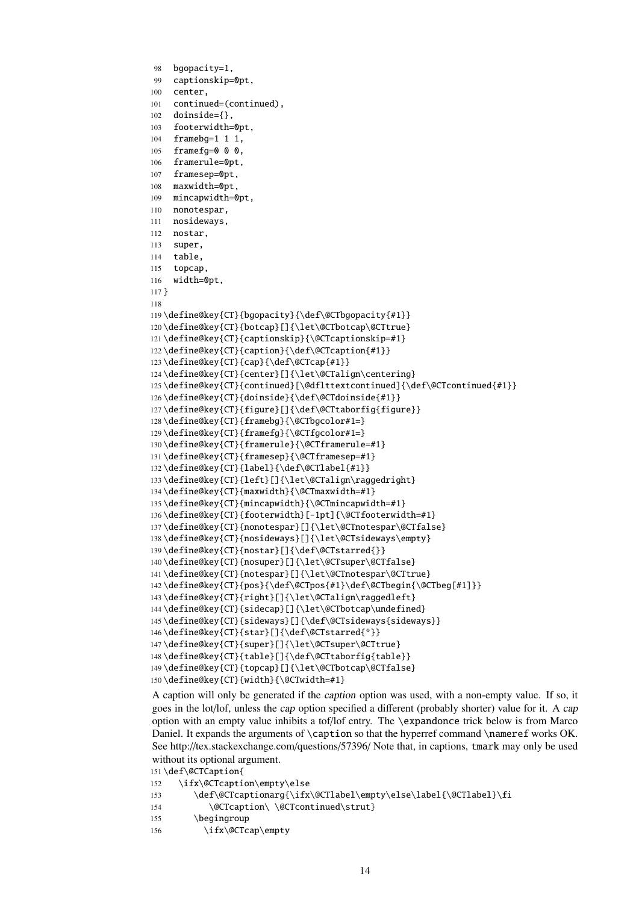```
98  bgopacity=1,
99  captionskip=0pt,
100 center,
101 continued=(continued),
102 doinside={},
103 footerwidth=0pt,
104 framebg=1 1 1,
105 framefg=0 0 0,
106 framerule=0pt,
107 framesep=0pt,
108 maxwidth=0pt,
109 mincapwidth=0pt,
110 nonotespar,
111 nosideways,
112 nostar,
113 super,
114 table,
115 topcap,
116 width=0pt,
117 }
118
119 \define@key{CT}{bgopacity}{\def\@CTbgopacity{#1}}
120 \define@key{CT}{botcap}[]{\let\@CTbotcap\@CTtrue}
121 \define@key{CT}{captionskip}{\@CTcaptionskip=#1}
122 \define@key{CT}{caption}{\def\@CTcaption{#1}}
123 \define@key{CT}{cap}{\def\@CTcap{#1}}
124 \define@key{CT}{center}[]{\let\@CTalign\centering}
125 \define@key{CT}{continued}[\@dflttextcontinued]{\def\@CTcontinued{#1}}
126 \define@key{CT}{doinside}{\def\@CTdoinside{#1}}
127 \define@key{CT}{figure}[]{\def\@CTtaborfig{figure}}
128 \define@key{CT}{framebg}{\@CTbgcolor#1=}
129 \define@key{CT}{framefg}{\@CTfgcolor#1=}
130 \define@key{CT}{framerule}{\@CTframerule=#1}
131 \define@key{CT}{framesep}{\@CTframesep=#1}
132 \define@key{CT}{label}{\def\@CTlabel{#1}}
133 \define@key{CT}{left}[]{\let\@CTalign\raggedright}
134 \define@key{CT}{maxwidth}{\@CTmaxwidth=#1}
135 \define@key{CT}{mincapwidth}{\@CTmincapwidth=#1}
136 \define@key{CT}{footerwidth}[-1pt]{\@CTfooterwidth=#1}
137 \define@key{CT}{nonotespar}[]{\let\@CTnotespar\@CTfalse}
138 \define@key{CT}{nosideways}[]{\let\@CTsideways\empty}
139 \define@key{CT}{nostar}[]{\def\@CTstarred{}}
140 \define@key{CT}{nosuper}[]{\let\@CTsuper\@CTfalse}
141 \define@key{CT}{notespar}[]{\let\@CTnotespar\@CTtrue}
142 \define@key{CT}{pos}{\def\@CTpos{#1}\def\@CTbegin{\@CTbeg[#1]}}
143 \define@key{CT}{right}[]{\let\@CTalign\raggedleft}
144 \define@key{CT}{sidecap}[]{\let\@CTbotcap\undefined}
145 \define@key{CT}{sideways}[]{\def\@CTsideways{sideways}}
146 \define@key{CT}{star}[]{\def\@CTstarred{*}}
147 \define@key{CT}{super}[]{\let\@CTsuper\@CTtrue}
148 \define@key{CT}{table}[]{\def\@CTtaborfig{table}}
149 \define@key{CT}{topcap}[]{\let\@CTbotcap\@CTfalse}
150 \define@key{CT}{width}{\@CTwidth=#1}
```

A caption will only be generated if the *caption* option was used, with a non-empty value. If so, it goes in the lot/lof, unless the *cap* option specified a different (probably shorter) value for it. A *cap* option with an empty value inhibits a tof/lof entry. The `\expandonce` trick below is from Marco Daniel. It expands the arguments of `\caption` so that the hyperref command `\nameref` works OK. See http://tex.stackexchange.com/questions/57396/ Note that, in captions, `tmark` may only be used without its optional argument.

```
151 \def\@CTCaption{
152   \ifx\@CTcaption\empty\else
153     \def\@CTcaptionarg{\ifx\@CTlabel\empty\else\label{\@CTlabel}\fi
154       \@CTcaption\ \@CTcontinued\strut}
155     \begingroup
156       \ifx\@CTcap\empty
```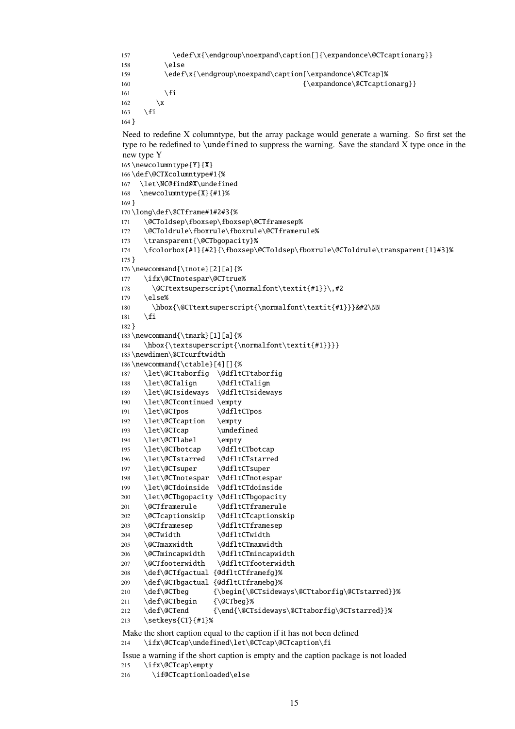```
157           \edef\x{\endgroup\noexpand\caption[]{\expandonce\@CTcaptionarg}}
158         \else
159         \edef\x{\endgroup\noexpand\caption[\expandonce\@CTcap]%
160                                         {\expandonce\@CTcaptionarg}}
161         \fi
162       \x
163   \fi
164 }
```

Need to redefine X columntype, but the array package would generate a warning. So first set the type to be redefined to `\undefined` to suppress the warning. Save the standard X type once in the new type Y

```
165 \newcolumntype{Y}{X}
166 \def\@CTXcolumntype#1{%
167   \let\NC@find@X\undefined
168   \newcolumntype{X}{#1}%
169 }
170 \long\def\@CTframe#1#2#3{%
171   \@CToldsep\fboxsep\fboxsep\@CTframesep%
172   \@CToldrule\fboxrule\fboxrule\@CTframerule%
173   \transparent{\@CTbgopacity}%
174   \fcolorbox{#1}{#2}{\fboxsep\@CToldsep\fboxrule\@CToldrule\transparent{1}#3}%
175 }
176 \newcommand{\tnote}[2][a]{%
177   \ifx\@CTnotespar\@CTtrue%
178     \@CTtextsuperscript{\normalfont\textit{#1}}\,#2
179   \else%
180     \hbox{\@CTtextsuperscript{\normalfont\textit{#1}}}&#2\NN
181   \fi
182 }
183 \newcommand{\tmark}[1][a]{%
184   \hbox{\textsuperscript{\normalfont\textit{#1}}}}
185 \newdimen\@CTcurftwidth
186 \newcommand{\ctable}[4][]{%
187   \let\@CTtaborfig  \@dfltCTtaborfig
188   \let\@CTalign     \@dfltCTalign
189   \let\@CTsideways  \@dfltCTsideways
190   \let\@CTcontinued \empty
191   \let\@CTpos       \@dfltCTpos
192   \let\@CTcaption   \empty
193   \let\@CTcap       \undefined
194   \let\@CTlabel     \empty
195   \let\@CTbotcap    \@dfltCTbotcap
196   \let\@CTstarred   \@dfltCTstarred
197   \let\@CTsuper     \@dfltCTsuper
198   \let\@CTnotespar  \@dfltCTnotespar
199   \let\@CTdoinside  \@dfltCTdoinside
200   \let\@CTbgopacity \@dfltCTbgopacity
201   \@CTframerule     \@dfltCTframerule
202   \@CTcaptionskip   \@dfltCTcaptionskip
203   \@CTframesep      \@dfltCTframesep
204   \@CTwidth         \@dfltCTwidth
205   \@CTmaxwidth      \@dfltCTmaxwidth
206   \@CTmincapwidth   \@dfltCTmincapwidth
207   \@CTfooterwidth   \@dfltCTfooterwidth
208   \def\@CTfgactual {@dfltCTframefg}%
209   \def\@CTbgactual {@dfltCTframebg}%
210   \def\@CTbeg      {\begin{\@CTsideways\@CTtaborfig\@CTstarred}}%
211   \def\@CTbegin    {\@CTbeg}%
212   \def\@CTend      {\end{\@CTsideways\@CTtaborfig\@CTstarred}}%
213   \setkeys{CT}{#1}%
```

Make the short caption equal to the caption if it has not been defined

```
214   \ifx\@CTcap\undefined\let\@CTcap\@CTcaption\fi
```

Issue a warning if the short caption is empty and the caption package is not loaded

```
215   \ifx\@CTcap\empty
216     \if@CTcaptionloaded\else
```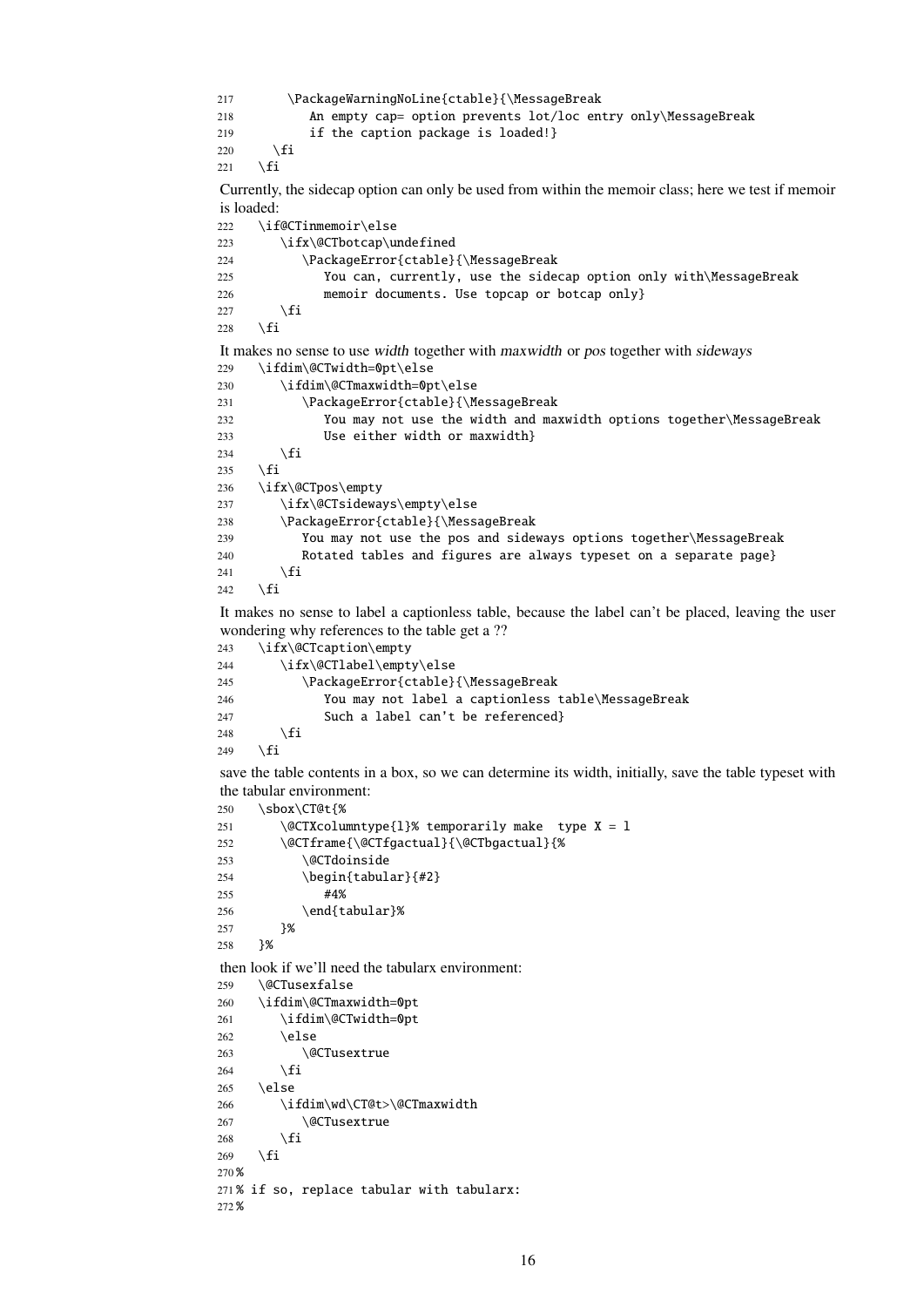```
217        \PackageWarningNoLine{ctable}{\MessageBreak
218           An empty cap= option prevents lot/loc entry only\MessageBreak
219           if the caption package is loaded!}
220      \fi
221   \fi
```

Currently, the sidecap option can only be used from within the memoir class; here we test if memoir is loaded:

```
222   \if@CTinmemoir\else
223      \ifx\@CTbotcap\undefined
224         \PackageError{ctable}{\MessageBreak
225            You can, currently, use the sidecap option only with\MessageBreak
226            memoir documents. Use topcap or botcap only}
227      \fi
228   \fi
```

It makes no sense to use *width* together with *maxwidth* or *pos* together with *sideways*

```
229   \ifdim\@CTwidth=0pt\else
230      \ifdim\@CTmaxwidth=0pt\else
231         \PackageError{ctable}{\MessageBreak
232            You may not use the width and maxwidth options together\MessageBreak
233            Use either width or maxwidth}
234      \fi
235   \fi
236   \ifx\@CTpos\empty
237      \ifx\@CTsideways\empty\else
238      \PackageError{ctable}{\MessageBreak
239         You may not use the pos and sideways options together\MessageBreak
240         Rotated tables and figures are always typeset on a separate page}
241      \fi
242   \fi
```

It makes no sense to label a captionless table, because the label can't be placed, leaving the user wondering why references to the table get a ??

```
243   \ifx\@CTcaption\empty
244      \ifx\@CTlabel\empty\else
245         \PackageError{ctable}{\MessageBreak
246            You may not label a captionless table\MessageBreak
247            Such a label can't be referenced}
248      \fi
249   \fi
```

save the table contents in a box, so we can determine its width, initially, save the table typeset with the tabular environment:

```
250   \sbox\CT@t{%
251      \@CTXcolumntype{l}% temporarily make  type X = l
252      \@CTframe{\@CTfgactual}{\@CTbgactual}{%
253         \@CTdoinside
254         \begin{tabular}{#2}
255            #4%
256         \end{tabular}%
257      }%
258   }%
```

then look if we'll need the tabularx environment:

```
259   \@CTusexfalse
260   \ifdim\@CTmaxwidth=0pt
261      \ifdim\@CTwidth=0pt
262      \else
263         \@CTusextrue
264      \fi
265   \else
266      \ifdim\wd\CT@t>\@CTmaxwidth
267         \@CTusextrue
268      \fi
269   \fi
270 %
271 % if so, replace tabular with tabularx:
272 %
```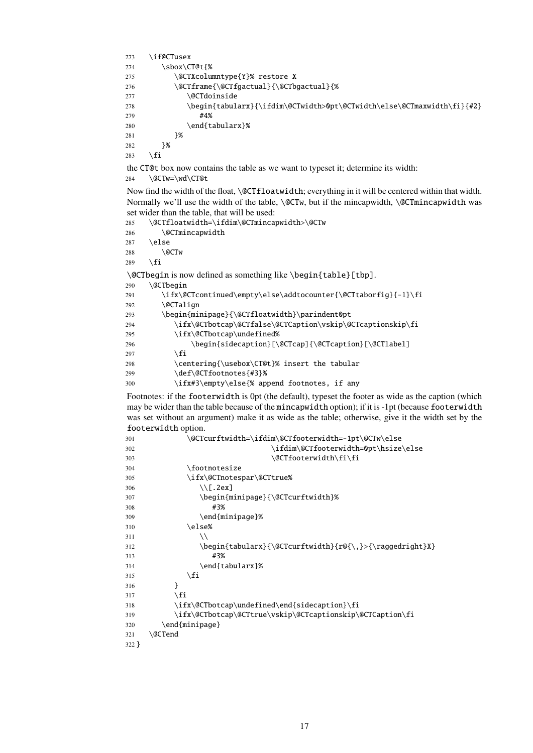```
273   \if@CTusex
274      \sbox\CT@t{%
275         \@CTXcolumntype{Y}% restore X
276         \@CTframe{\@CTfgactual}{\@CTbgactual}{%
277            \@CTdoinside
278            \begin{tabularx}{\ifdim\@CTwidth>0pt\@CTwidth\else\@CTmaxwidth\fi}{#2}
279               #4%
280            \end{tabularx}%
281         }%
282      }%
283   \fi
```

the CT@t box now contains the table as we want to typeset it; determine its width:

```
284   \@CTw=\wd\CT@t
```

Now find the width of the float, `\@CTfloatwidth`; everything in it will be centered within that width. Normally we'll use the width of the table, `\@CTw`, but if the mincapwidth, `\@CTmincapwidth` was set wider than the table, that will be used:

```
285   \@CTfloatwidth=\ifdim\@CTmincapwidth>\@CTw
286      \@CTmincapwidth
287   \else
288      \@CTw
289   \fi
```

`\@CTbegin` is now defined as something like `\begin{table}[tbp]`.

```
290   \@CTbegin
291      \ifx\@CTcontinued\empty\else\addtocounter{\@CTtaborfig}{-1}\fi
292      \@CTalign
293      \begin{minipage}{\@CTfloatwidth}\parindent0pt
294         \ifx\@CTbotcap\@CTfalse\@CTCaption\vskip\@CTcaptionskip\fi
295         \ifx\@CTbotcap\undefined%
296             \begin{sidecaption}[\@CTcap]{\@CTcaption}[\@CTlabel]
297         \fi
298         \centering{\usebox\CT@t}% insert the tabular
299         \def\@CTfootnotes{#3}%
300         \ifx#3\empty\else{% append footnotes, if any
```

Footnotes: if the footerwidth is 0pt (the default), typeset the footer as wide as the caption (which may be wider than the table because of the mincapwidth option); if it is -1pt (because footerwidth was set without an argument) make it as wide as the table; otherwise, give it the width set by the footerwidth option.

```
301            \@CTcurftwidth=\ifdim\@CTfooterwidth=-1pt\@CTw\else
302                           \ifdim\@CTfooterwidth=0pt\hsize\else
303                           \@CTfooterwidth\fi\fi
304            \footnotesize
305            \ifx\@CTnotespar\@CTtrue%
306               \\[.2ex]
307               \begin{minipage}{\@CTcurftwidth}%
308                  #3%
309               \end{minipage}%
310            \else%
311               \\
312               \begin{tabularx}{\@CTcurftwidth}{r@{\,}>{\raggedright}X}
313                  #3%
314               \end{tabularx}%
315            \fi
316         }
317         \fi
318         \ifx\@CTbotcap\undefined\end{sidecaption}\fi
319         \ifx\@CTbotcap\@CTtrue\vskip\@CTcaptionskip\@CTCaption\fi
320      \end{minipage}
321   \@CTend
322 }
```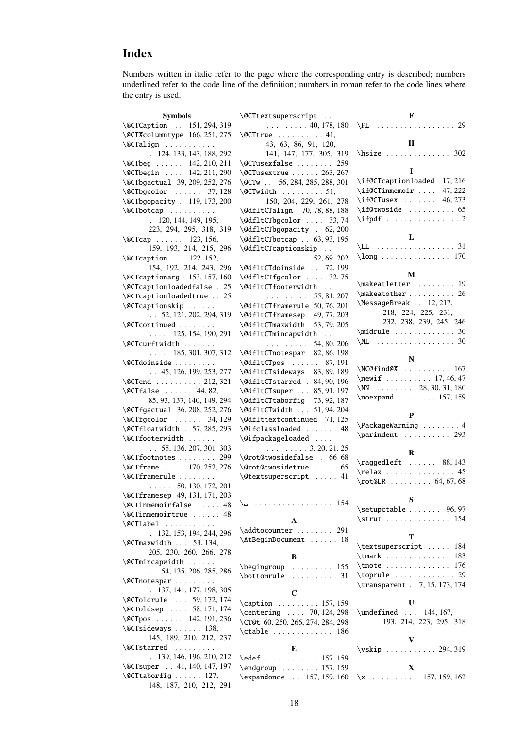# Index

Numbers written in italic refer to the page where the corresponding entry is described; numbers underlined refer to the code line of the definition; numbers in roman refer to the code lines where the entry is used.

### Symbols

\@CTCaption . . 151, 294, 319
\@CTXcolumntype 166, 251, 275
\@CTalign . . . . . . . . . . . 124, 133, 143, 188, 292
\@CTbeg . . . . . . 142, 210, 211
\@CTbegin . . . . 142, 211, 290
\@CTbgactual 39, 209, 252, 276
\@CTbgcolor . . . . . . 37, 128
\@CTbgopacity . 119, 173, 200
\@CTbotcap . . . . . . . . . . 120, 144, 149, 195, 223, 294, 295, 318, 319
\@CTcap . . . . . . 123, 156, 159, 193, 214, 215, 296
\@CTcaption . . 122, 152, 154, 192, 214, 243, 296
\@CTcaptionarg 153, 157, 160
\@CTcaptionloadedfalse . 25
\@CTcaptionloadedtrue . . 25
\@CTcaptionskip . . . . . . . . 52, 121, 202, 294, 319
\@CTcontinued . . . . . . . . . . . 125, 154, 190, 291
\@CTcurftwidth . . . . . . . . . . 185, 301, 307, 312
\@CTdoinside . . . . . . . . . . 45, 126, 199, 253, 277
\@CTend . . . . . . . . . . 212, 321
\@CTfalse . . . . . . 44, 82, 85, 93, 137, 140, 149, 294
\@CTfgactual 36, 208, 252, 276
\@CTfgcolor . . . . . . 34, 129
\@CTfloatwidth . 57, 285, 293
\@CTfooterwidth . . . . . . . . 55, 136, 207, 301–303
\@CTfootnotes . . . . . . . . 299
\@CTframe . . . . 170, 252, 276
\@CTframerule . . . . . . . . . . . . 50, 130, 172, 201
\@CTframesep 49, 131, 171, 203
\@CTinmemoirfalse . . . . . 48
\@CTinmemoirtrue . . . . . . 48
\@CTlabel . . . . . . . . . . . 132, 153, 194, 244, 296
\@CTmaxwidth . . . 53, 134, 205, 230, 260, 266, 278
\@CTmincapwidth . . . . . . . . 54, 135, 206, 285, 286
\@CTnotespar . . . . . . . . . 137, 141, 177, 198, 305
\@CToldrule . . . 59, 172, 174
\@CToldsep . . . . 58, 171, 174
\@CTpos . . . . . . 142, 191, 236
\@CTsideways . . . . . . 138, 145, 189, 210, 212, 237
\@CTstarred . . . . . . . . . 139, 146, 196, 210, 212
\@CTsuper . . 41, 140, 147, 197
\@CTtaborfig . . . . . . 127, 148, 187, 210, 212, 291
\@CTtextsuperscript . . . . . . . . . . . 40, 178, 180
\@CTtrue . . . . . . . . . . 41, 43, 63, 86, 91, 120, 141, 147, 177, 305, 319
\@CTusexfalse . . . . . . . . 259
\@CTusextrue . . . . . . 263, 267
\@CTw . . 56, 284, 285, 288, 301
\@CTwidth . . . . . . . . . 51, 150, 204, 229, 261, 278
\@dfltCTalign 70, 78, 88, 188
\@dfltCTbgcolor . . . . 33, 74
\@dfltCTbgopacity . 62, 200
\@dfltCTbotcap . . 63, 93, 195
\@dfltCTcaptionskip . . . . . . . . . . . 52, 69, 202
\@dfltCTdoinside . . 72, 199
\@dfltCTfgcolor . . . . 32, 75
\@dfltCTfooterwidth . . . . . . . . . . . 55, 81, 207
\@dfltCTframerule 50, 76, 201
\@dfltCTframesep 49, 77, 203
\@dfltCTmaxwidth 53, 79, 205
\@dfltCTmincapwidth . . . . . . . . . . . 54, 80, 206
\@dfltCTnotespar 82, 86, 198
\@dfltCTpos . . . . . . 87, 191
\@dfltCTsideways 83, 89, 189
\@dfltCTstarred . 84, 90, 196
\@dfltCTsuper . . . 85, 91, 197
\@dfltCTtaborfig 73, 92, 187
\@dfltCTwidth . . . 51, 94, 204
\@dflttextcontinued 71, 125
\@ifclassloaded . . . . . . . 48
\@ifpackageloaded . . . . . . . . . . . . . 3, 20, 21, 25
\@rot@twosidefalse . 66–68
\@rot@twosidetrue . . . . . 65
\@textsuperscript . . . . . 41

\␣ . . . . . . . . . . . . . . . . 154

### A

\addtocounter . . . . . . . . 291
\AtBeginDocument . . . . . . 18

### B

\begingroup . . . . . . . . . 155
\bottomrule . . . . . . . . . . 31

### C

\caption . . . . . . . . . 157, 159
\centering . . . . 70, 124, 298
\CT@t 60, 250, 266, 274, 284, 298
\ctable . . . . . . . . . . . . . 186

### E

\edef . . . . . . . . . . . . 157, 159
\endgroup . . . . . . . . 157, 159
\expandonce . . 157, 159, 160

### F

\FL . . . . . . . . . . . . . . . . . 29

### H

\hsize . . . . . . . . . . . . . . 302

### I

\if@CTcaptionloaded 17, 216
\if@CTinmemoir . . . . 47, 222
\if@CTusex . . . . . . . 46, 273
\if@twoside . . . . . . . . . . 65
\ifpdf . . . . . . . . . . . . . . . . 2

### L

\LL . . . . . . . . . . . . . . . . . 31
\long . . . . . . . . . . . . . . . 170

### M

\makeatletter . . . . . . . . . 19
\makeatother . . . . . . . . . . 26
\MessageBreak . . 12, 217, 218, 224, 225, 231, 232, 238, 239, 245, 246
\midrule . . . . . . . . . . . . . 30
\ML . . . . . . . . . . . . . . . . . 30

### N

\NC@find@X . . . . . . . . . . 167
\newif . . . . . . . . . . 17, 46, 47
\NN . . . . . . . . 28, 30, 31, 180
\noexpand . . . . . . . . 157, 159

### P

\PackageWarning . . . . . . . . 4
\parindent . . . . . . . . . . 293

### R

\raggedleft . . . . . . 88, 143
\relax . . . . . . . . . . . . . . . 45
\rot@LR . . . . . . . . . 64, 67, 68

### S

\setupctable . . . . . . . 96, 97
\strut . . . . . . . . . . . . . . 154

### T

\textsuperscript . . . . . 184
\tmark . . . . . . . . . . . . . . 183
\tnote . . . . . . . . . . . . . . 176
\toprule . . . . . . . . . . . . . 29
\transparent . 7, 15, 173, 174

### U

\undefined . . . 144, 167, 193, 214, 223, 295, 318

### V

\vskip . . . . . . . . . . . 294, 319

### X

\x . . . . . . . . . . 157, 159, 162